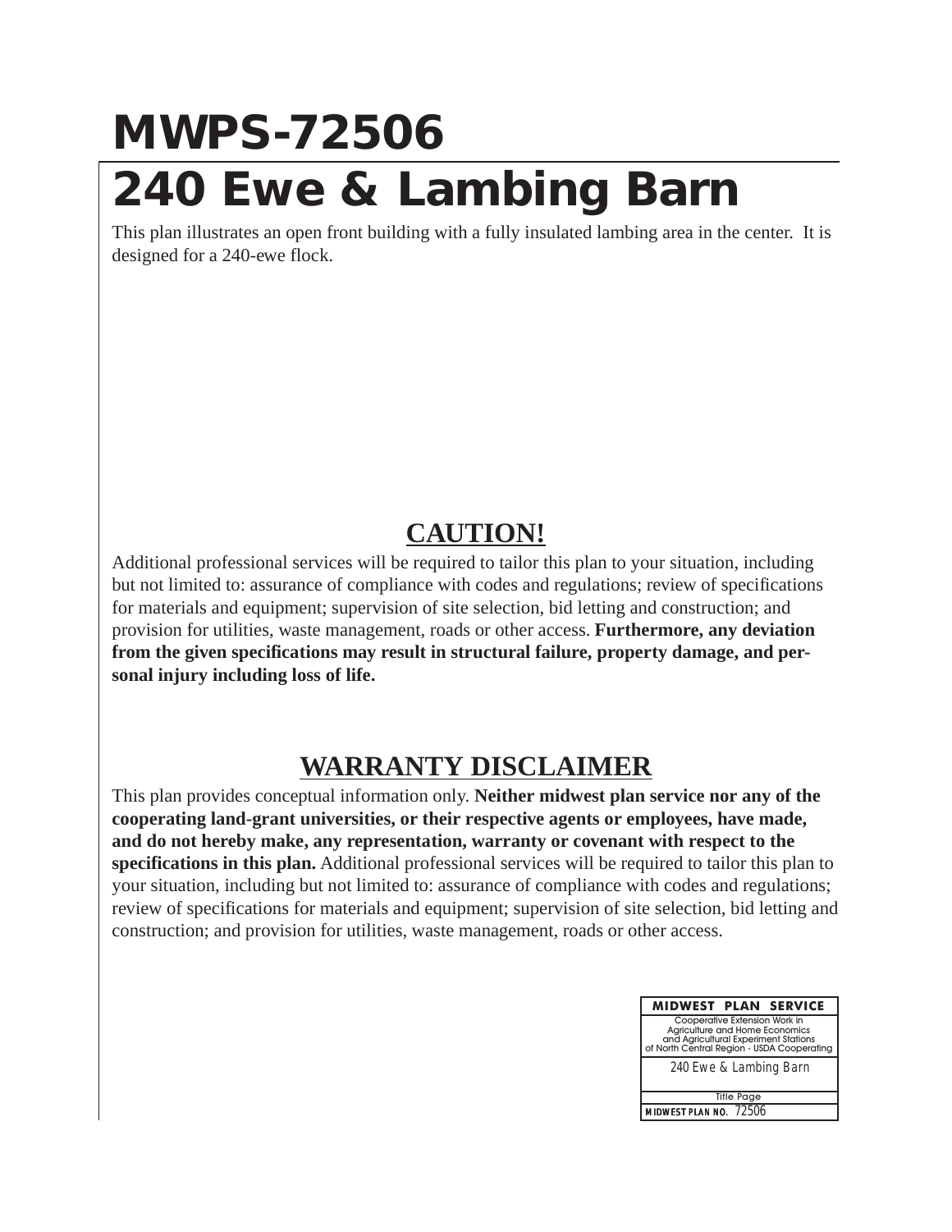# MWPS-72506

# 240 Ewe & Lambing Barn

This plan illustrates an open front building with a fully insulated lambing area in the center. It is designed for a 240-ewe flock.

## CAUTION!

Additional professional services will be required to tailor this plan to your situation, including but not limited to: assurance of compliance with codes and regulations; review of specifications for materials and equipment; supervision of site selection, bid letting and construction; and provision for utilities, waste management, roads or other access. **Furthermore, any deviation from the given specifications may result in structural failure, property damage, and personal injury including loss of life.**

## WARRANTY DISCLAIMER

This plan provides conceptual information only. **Neither midwest plan service nor any of the cooperating land-grant universities, or their respective agents or employees, have made, and do not hereby make, any representation, warranty or covenant with respect to the specifications in this plan.** Additional professional services will be required to tailor this plan to your situation, including but not limited to: assurance of compliance with codes and regulations; review of specifications for materials and equipment; supervision of site selection, bid letting and construction; and provision for utilities, waste management, roads or other access.

| MIDWEST PLAN SERVICE |
| --- |
| Cooperative Extension Work in Agriculture and Home Economics and Agricultural Experiment Stations of North Central Region - USDA Cooperating |
| 240 Ewe & Lambing Barn |
| Title Page |
| MIDWEST PLAN NO. 72506 |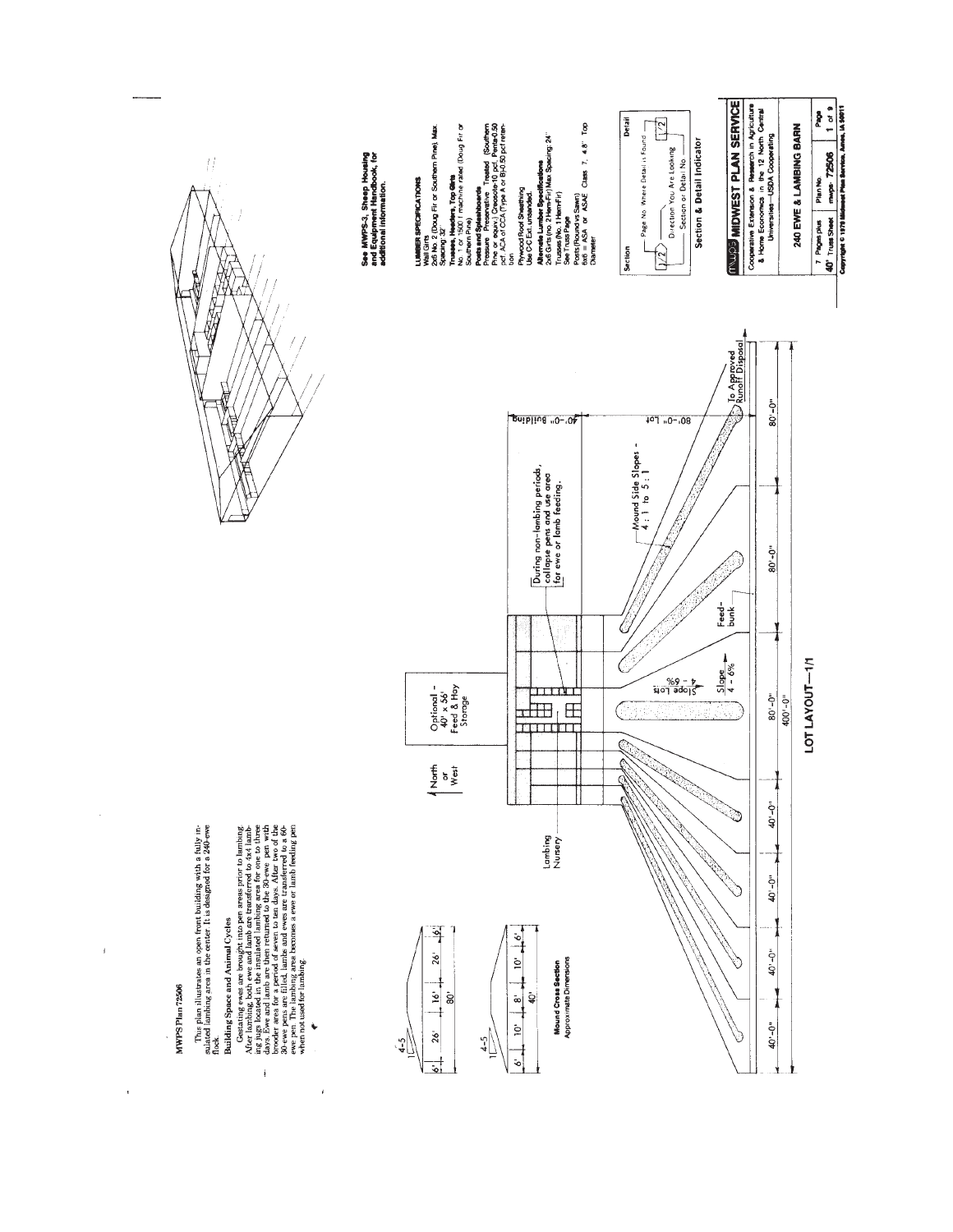# MWPS Plan 72506

This plan illustrates an open front building with a fully insulated lambing area in the center. It is designed for a 240-ewe flock.

## Building Space and Animal Cycles

Gestating ewes are brought into pen areas prior to lambing. After lambing, both ewe and lamb are transferred to 4x4 lambing jugs located in the insulated lambing area for one to three days. Ewe and lamb are then returned to the 30-ewe pen with brooder area for a period of seven to ten days. After two of the 30-ewe pens are filled, lambs and ewes are transferred to a 60-ewe pen. The lambing area becomes a ewe or lamb feeding pen when not used for lambing.

**Mound Cross Section**
Approximate Dimensions

4-5 / 1 — 6' | 26' | 16' | 26' | 6' — 80'

4-5 / 1 — 6' | 10' | 8' | 10' | 6' — 40'

Lambing Nursery

North or West

Optional - 40' x 56' Feed & Hay Storage

During non-lambing periods, collapse pens and use area for ewe or lamb feeding.

40'-0" Building

80'-0" Lot

Slope Lots 4 - 6%

Slope 4 - 6%

Feed-bunk

Mound Side Slopes - 4 : 1 to 5 : 1

To Approved Runoff Disposal

40'-0" | 40'-0" | 40'-0" | 80'-0" | 80'-0" | 80'-0"

400'-0"

**LOT LAYOUT—1/1**

**See MWPS-3, Sheep Housing and Equipment Handbook, for additional information.**

**LUMBER SPECIFICATIONS**

Wall Girts
2x6 No. 2 (Doug Fir or Southern Pine), Max. Spacing 32"

**Trusses, Headers, Top Girts**
No. 1 or 1500 f machine rated (Doug Fir or Southern Pine)

**Posts and Splashboards**
Pressure Preservative Treated (Southern Pine or equiv.) Creosote-10 pcf, Penta-0.50 pcf, ACA or CCA (Type A or B)-0.50 pcf retention

Plywood Roof Sheathing
Use C-C Ext. unsanded.

**Alternate Lumber Specifications**
2x6 Girts (no. 2 Hem-Fir) Max Spacing: 24"
Trusses (No. 1 Hem-Fir)
See Truss Page
Posts (Round vs Sawn)
6x6 = ASA or ASAE Class 7, 4.8" Top Diameter

**Section & Detail Indicator**

Section — Detail

Page No. Where Detail is Found
Direction You Are Looking
Section or Detail No.

**MIDWEST PLAN SERVICE**

Cooperative Extension & Research in Agriculture & Home Economics in the 12 North Central Universities—USDA Cooperating

**240 EWE & LAMBING BARN**

| 7 Pages plus 40' Truss Sheet | Plan No. mwps- 72506 | Page 1 of 9 |
|---|---|---|

Copyright © 1978 Midwest Plan Service, Ames, IA 50011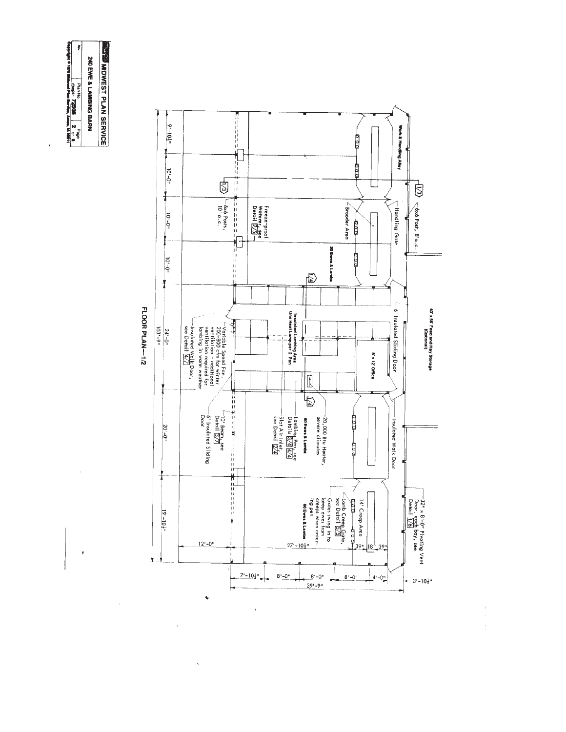# MIDWEST PLAN SERVICE

## 240 EWE & LAMBING BARN

| Rev | Plan No. MWPS-72608 | Page 2 of 8 |
|---|---|---|

Copyright © 1975 Midwest Plan Service, Ames, IA 50011

## FLOOR PLAN—1/2

- Work & Handling Alley
- 6x6 Post, 8' o.c.
- Handling Gate
- Brooder Area
- 30 Ewes & Lambs
- Freeze-proof Waterer, see Detail 2/3
- 6x6 Posts, 10' o.c.
- 1/3
- 1/4
- 40' x 56' Feed and Hay Storage (Optional)
- 6' Insulated Sliding Door
- 8' x 12' Office
- Insulated Lambing Area
- One Heat Lamp per 2 Pen
- Variable Speed Fan, 200-800 cfm for winter ventilation - additional ventilation required for lambing in warm weather
- Insulated Walk Door, see Detail 4/7
- Insulated Walk Door
- 20,000 Btu Heater, severe climates
- 60 Ewes & Lambs
- Lambing Pen, see Details 3/4 4/4
- Slot Air Inlet, see Detail 2/4
- 10' Beam, see Detail 3/7
- 6' Insulated Sliding Door
- 32" x 8'-0" Pivoting Vent Door, each bay, see Detail 1/6
- 14' Creep Area
- Lamb Creep Gate, see Detail 5/5
- Gates swing in to keep ewes from creeps when entering pen
- 60 Ewes & Lambs

Dimensions (length): 9'-10½", 10'-0", 10'-0", 10'-0", 24'-0", 20'-0", 19'-10½"; total 103'-9"

Dimensions: 12'-0", 27'-10½", 39", 18", 39"

Dimensions (width): 7'-10½", 8'-0", 8'-0", 8'-0", 4'-0", 3'-10½"; total 39'-9"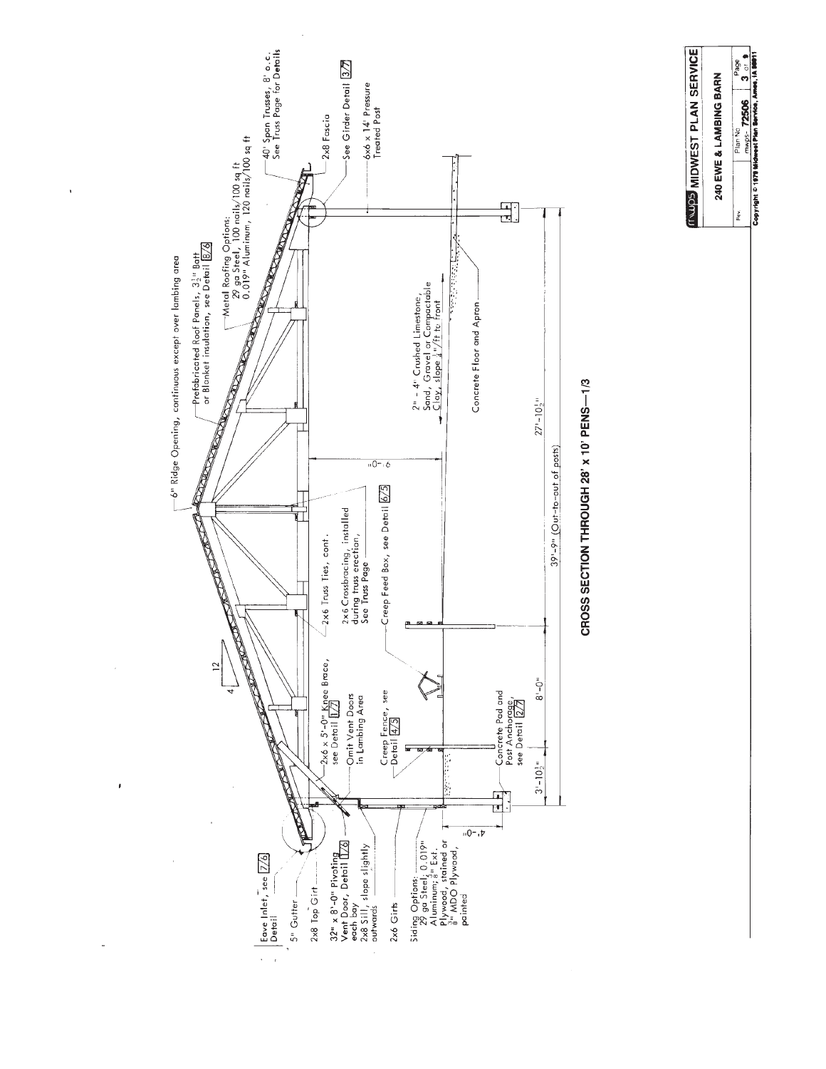# CROSS SECTION THROUGH 28' x 10' PENS—1/3

- 6" Ridge Opening, continuous except over lambing area
- Prefabricated Roof Panels, 3½" Batt or Blanket insulation, see Detail 8/6
- Metal Roofing Options: 29 ga Steel, 100 nails/100 sq ft; 0.019" Aluminum, 120 nails/100 sq ft
- 40' Span Trusses, 8' o.c. See Truss Page for Details
- 2x8 Fascia
- See Girder Detail 3/7
- 6x6 x 14' Pressure Treated Post
- 2x6 x 5'-0" Knee Brace, see Detail 1/7
- Omit Vent Doors in Lambing Area
- 2x6 Truss Ties, cont.
- 2x6 Crossbracing, installed during truss erection, See Truss Page
- Creep Feed Box, see Detail 6/5
- Creep Fence, see Detail 4/5
- Concrete Pad and Post Anchorage, see Detail 2/7
- 2" - 4" Crushed Limestone, Sand, Gravel or Compactable Clay, slope ¼"/ft to front
- Concrete Floor and Apron
- Eave Inlet, see Detail 7/6
- 5" Gutter
- 2x8 Top Girt
- 32" x 8'-0" Pivoting Vent Door, Detail 1/6 each bay
- 2x8 Sill, slope slightly outwards
- 2x6 Girts
- Siding Options: 29 ga Steel; 0.019" Aluminum; ⅜" Ext. Plywood, stained or ⅜" MDO Plywood, painted

Dimensions: 4 / 12 (roof slope); 9'-0"; 4'-0"; 3'-10½"; 8'-0"; 27'-10½"; 39'-9" (Out-to-out of posts)

MWPS MIDWEST PLAN SERVICE
240 EWE & LAMBING BARN
Plan No. MWPS-72506

Copyright © 1979 Midwest Plan Service, Ames, IA 50011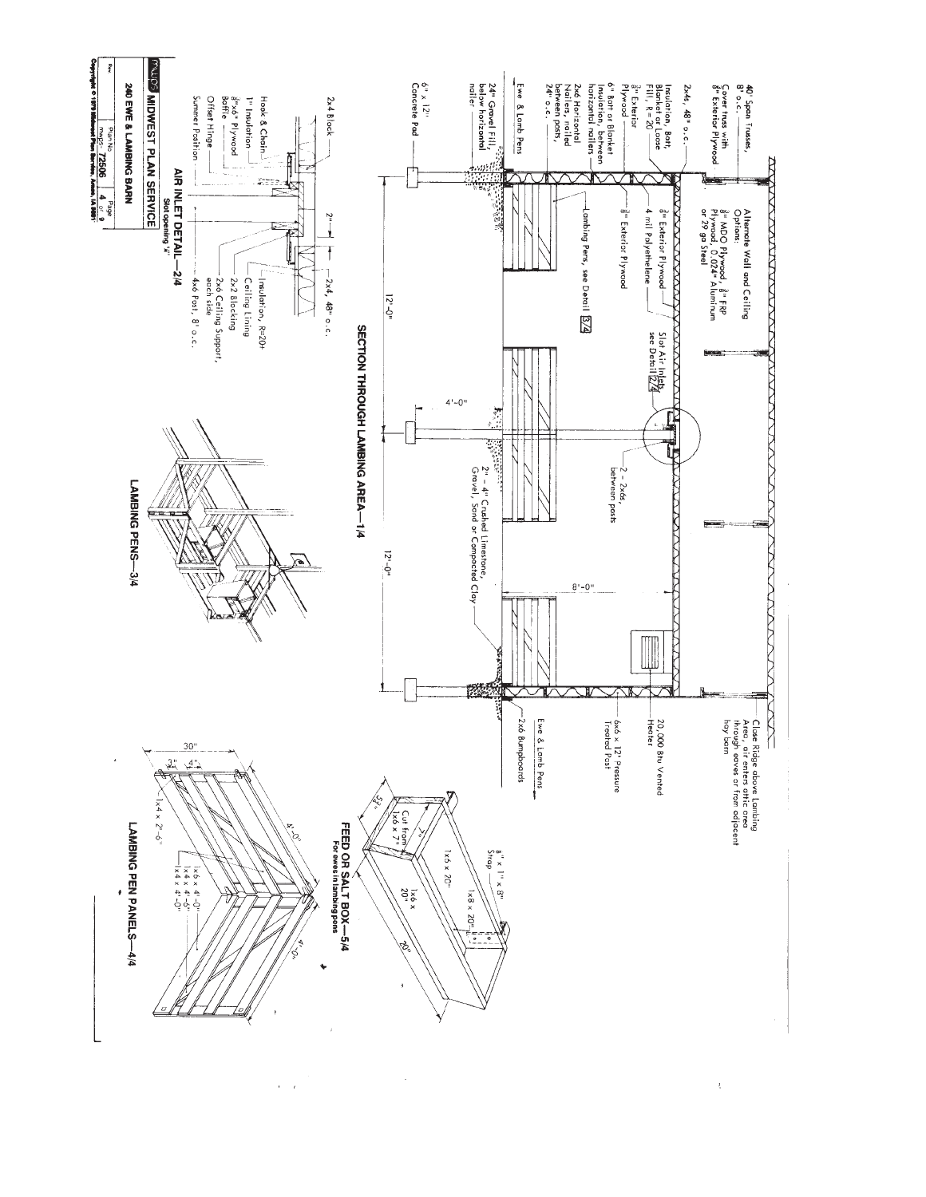## SECTION THROUGH LAMBING AREA—1/4

40' Span Trusses, 8' o.c.

Cover truss with ⅜" Exterior Plywood

2x6s, 48" o.c.

Insulation, Batt, Blanket or Loose Fill, R = 20

⅜" Exterior Plywood

6" Batt or Blanket Insulation, between horizontal nailers

2x6 Horizontal Nailers, nailed between posts, 24" o.c.

Ewe & Lamb Pens

24" Gravel Fill, below horizontal nailer

6" x 12" Concrete Pad

Alternate Wall and Ceiling Options: ⅜" MDO Plywood, ⅜" FRP Plywood, 0.024" Aluminum or 29 ga Steel

⅜" Exterior Plywood

4 mil Polyethelene

⅜" Exterior Plywood

Lambing Pens, see Detail 3/4

Slot Air Inlets, see Detail 2/4

2 - 2x6s, between posts

2" - 4" Crushed Limestone, Gravel, Sand or Compacted Clay

12'-0"

4'-0"

12'-0"

8'-0"

Close Ridge above Lambing Area, air enters attic area through eaves or from adjacent hay barn

20,000 Btu Vented Heater

6x6 x 12' Pressure Treated Post

Ewe & Lamb Pens

2x6 Bumpboards

## AIR INLET DETAIL—2/4

Slot opening "a"

2x4 Block

Hook & Chain

1" Insulation

⅜"x6" Plywood Baffle

Offset Hinge

Summer Position

2"

2x4, 48" o.c.

Insulation, R=20+

Ceiling Lining

2x2 Blocking

2x6 Ceiling Support, each side

4x6 Post, 8' o.c.

## LAMBING PENS—3/4

## FEED OR SALT BOX—5/4

For ewes in lambing pens

⅛" x 1" x 8" Strap

1x6 x 20"

1x8 x 20"

1x6 x 20"

Cut from 1x6 x 7"

5½"

7"

20"

## LAMBING PEN PANELS—4/4

30"

3"

4"

4'-0"

4'-0"

1x4 x 2'-6"

1x6 x 4'-0"

1x4 x 4'-6"

1x4 x 4'-0"

---

MWPS MIDWEST PLAN SERVICE

240 EWE & LAMBING BARN

| Rev. | Plan No. | Page |
|---|---|---|
| | mwps- 72506 | 4 of 8 |

Copyright © 1979 Midwest Plan Service, Ames, IA 50011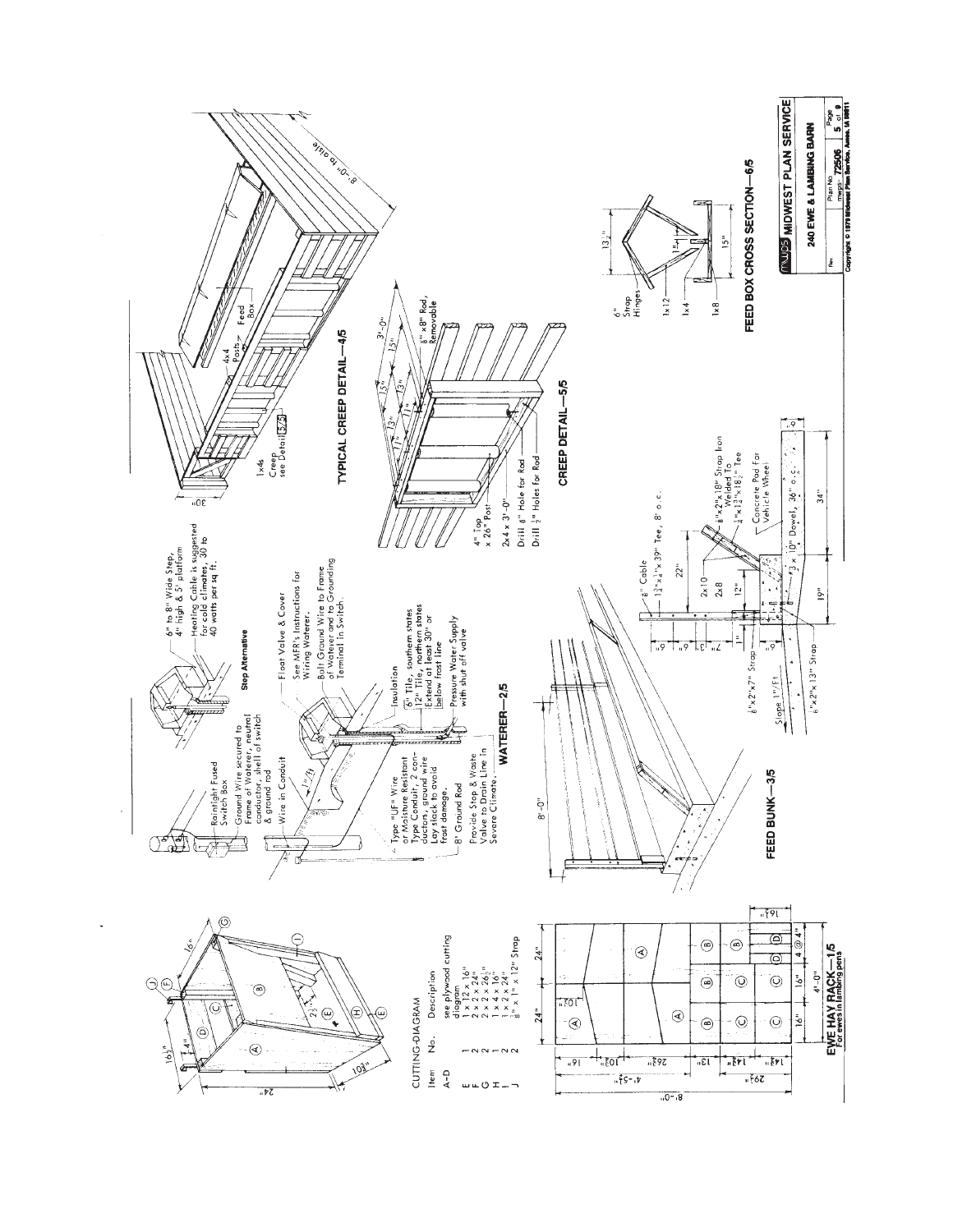## EWE HAY RACK—1/5

For ewes in lambing pens

CUTTING DIAGRAM

| Item | No. | Description |
|---|---|---|
| A–D | | see plywood cutting diagram |
| E | 1 | 1 x 12 x 16" |
| F | 2 | 2 x 2 x 24" |
| G | 2 | 2 x 2 x 26½" |
| H | 1 | 1 x 4 x 16" |
| I | 2 | 1 x 2 x 24" |
| J | 2 | ⅛" x 1" x 12" Strap |

## WATERER—2/5

- Raintight Fused Switch Box
- Ground Wire secured to Frame of Waterer, neutral conductor, shell of switch & ground rod
- Wire in Conduit
- 1"/ft
- Type "UF" Wire or Moisture Resistant Type Conduit, 2 conductors, ground wire. Lay slack to avoid frost damage.
- 8' Ground Rod
- Provide Stop & Waste Valve to Drain Line in Severe Climate.
- Float Valve & Cover
- See MFR's Instructions for Wiring Waterer.
- Bolt Ground Wire to Frame of Waterer and to Grounding Terminal in Switch.
- Insulation
- 6" Tile, southern states; 12" Tile, northern states. Extend at least 30" or below frost line
- Pressure Water Supply with shut off valve

**Step Alternative**

- 6" to 8" Wide Step, 4" high & 5' platform
- Heating Cable is suggested for cold climates, 30 to 40 watts per sq ft.

## FEED BUNK—3/5

- 8'-0"
- ⅛" Cable
- 1½"x¼"x 39" Tee, 8' o.c.
- ⅛"x2"x18" Strap Iron Welded To ¼"x1½"x18½" Tee
- Concrete Pad For Vehicle Wheel
- 2x10
- 2x8
- ⅛"x2"x7" Strap
- ⅛"x2"x 13" Strap
- ⅜" x 10" Dowel, 36" o.c.
- Slope 1"/Ft
- 22", 12", 6", 6", 6", 7", 1", 6", 19", 34", 6"

## TYPICAL CREEP DETAIL—4/5

- 30"
- 1x4s Creep see Detail 5/5
- 4x4 Posts
- Feed Box
- 8'-0" to aisle

## CREEP DETAIL—5/5

- 3'-0"
- 15", 13", 13", 15", 13", 1", 1"
- ⅝" x 8" Rod, Removable
- 4" Top x 26" Post
- 2x4 x 3'-0"
- Drill ⅝" Hole for Rod
- Drill ½" Holes For Rod

## FEED BOX CROSS SECTION—6/5

- 6" Strap Hinges
- 1x12
- 1x4
- 1x8
- 13½"
- 15"

**MWPS MIDWEST PLAN SERVICE**

**240 EWE & LAMBING BARN**

Plan No. mwps- 72506 — Page 5 of 9

Copyright © 1979 Midwest Plan Service, Ames, IA 50011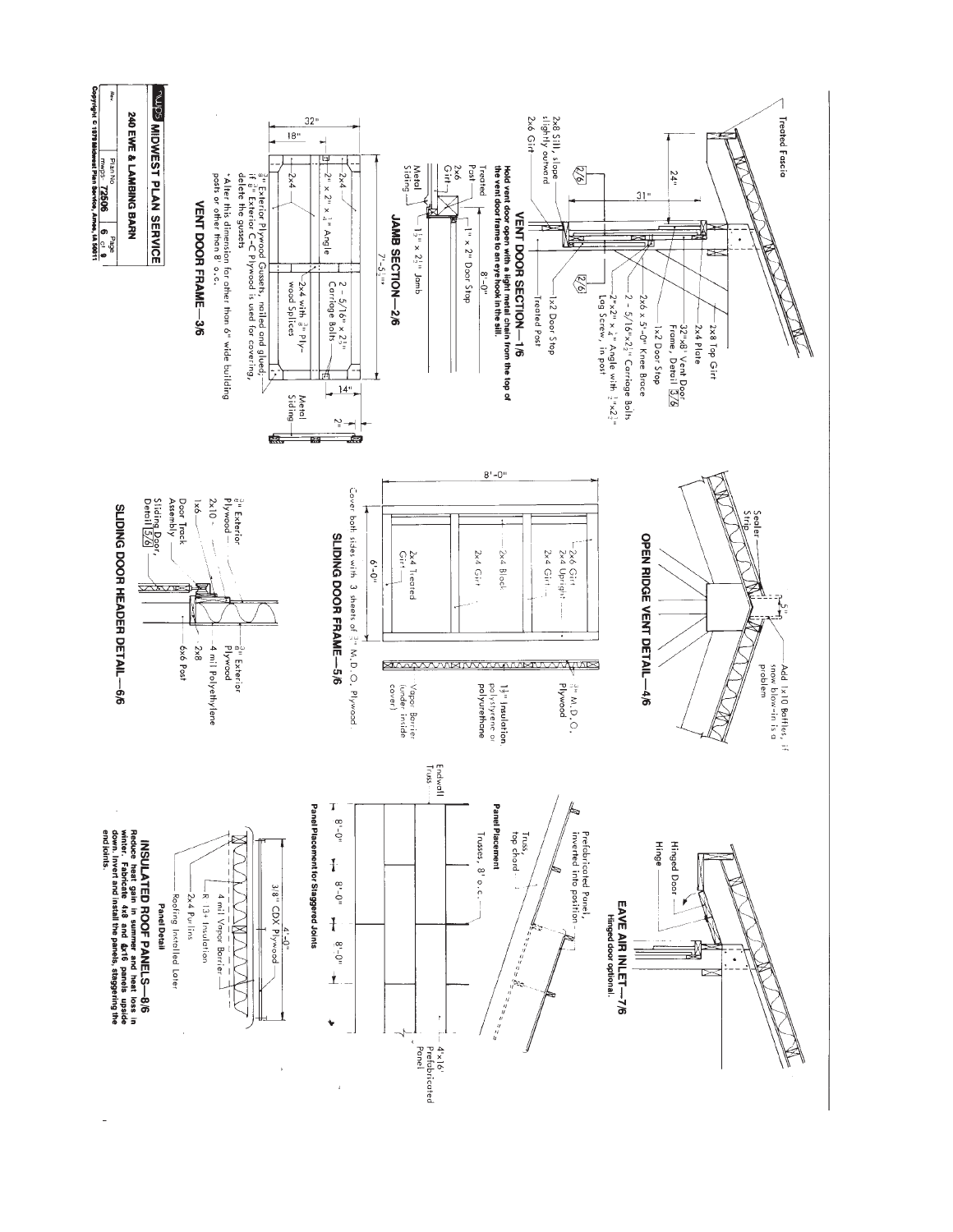## VENT DOOR SECTION—1/6

Treated Fascia

2x8 Top Girt

2x4 Plate

32"x8' Vent Door Frame, Detail 3/6

1x2 Door Stop

2x6 x 5'-0" Knee Brace

2 - 5/16"x2" Carriage Bolts

2"x2" x 1/4" Angle with 1/2"x2 1/2" Log Screw, in post

1x2 Door Stop

Treated Post

24"

31"

2x8 Sill, slope slightly outward

2x6 Girt

**Hold vent door open with a light metal chain from the top of the vent door frame to an eye hook in the sill.**

## JAMB SECTION—2/6

Treated Post

2x6 Girt

Metal Siding

1 1/2" x 2 1/2" Jamb

1" x 2" Door Stop

## VENT DOOR FRAME—3/6

32"

18"

2x4

2" x 2" x 1/4" Angle

2x4

2 - 5/16" x 2 1/2" Carriage Bolts

2x4 with 3/8" Plywood Splices

8'-0"

7'-5 1/2"*

14"

2"

Metal Siding

3/8" Exterior Plywood Gussets, nailed and glued; if 3/8" Exterior C-C Plywood is used for covering, delete the gussets

* Alter this dimension for other than 6" wide building posts or other than 8' o.c.

## OPEN RIDGE VENT DETAIL—4/6

Sealer Strip

5"

Add 1x10 Baffles, if snow blow-in is a problem

## SLIDING DOOR FRAME—5/6

8'-0"

6'-0"

2x6 Girt

2x4 Upright

2x4 Girt

2x4 Block

2x4 Girt

2x4 Treated Girt

Cover both sides with 3 sheets of 3/8" M.D.O. Plywood.

3/8" M.D.O. Plywood

1 1/2" Insulation, polystyrene or polyurethane

Vapor Barrier (under inside cover)

## SLIDING DOOR HEADER DETAIL—6/6

3/8" Exterior Plywood

2x10

1x6

Door Track Assembly

Sliding Door, Detail 5/6

3/8" Exterior Plywood

4 mil Polyethylene

2x8

6x6 Post

## EAVE AIR INLET—7/6

**Hinged door optional.**

Hinged Door

Hinge

## INSULATED ROOF PANELS—8/6

**Panel Placement**

Prefabricated Panel, inverted into position

Truss, top chord

Trusses, 8' o.c.

**Panel Placement for Staggered Joints**

Endwall Truss

8'-0" 8'-0" 8'-0"

4'x16' Prefabricated Panel

**Panel Detail**

4'-0"

3/8" CDX Plywood

4 mil Vapor Barrier

R 13+ Insulation

2x4 Purlins

Roofing Installed Later

**Reduce heat gain in summer and heat loss in winter. Fabricate 4x8 and 4x16 panels upside down, invert and install the panels, staggering the end joints.**

---

MWPS MIDWEST PLAN SERVICE

240 EWE & LAMBING BARN

Rev. | Plan No. MWPS-72506 | Page 6 of 8

Copyright © 1978 Midwest Plan Service, Ames, IA 50011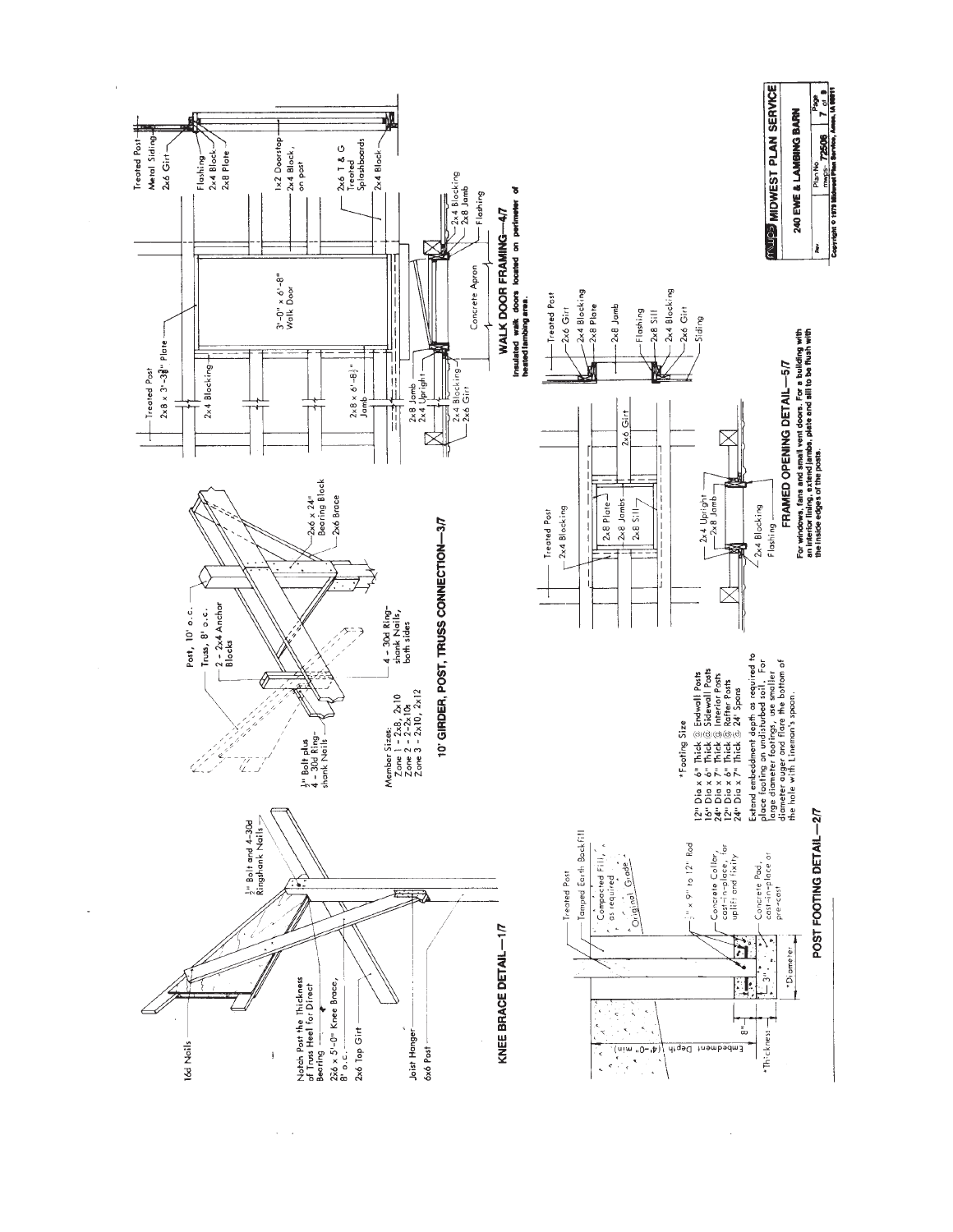## KNEE BRACE DETAIL—1/7

16d Nails

½" Bolt and 4-30d Ringshank Nails

Notch Post the Thickness of Truss Heel for Direct Bearing

2x6 x 5'-0" Knee Brace, 8' o.c.

2x6 Top Girt

Joist Hanger

6x6 Post

## 10' GIRDER, POST, TRUSS CONNECTION—3/7

Post, 10' o.c.

Truss, 8' o.c.

2 - 2x4 Anchor Blocks

½" Bolt plus 4 - 30d Ring-shank Nails

4 - 30d Ring-shank Nails, both sides

2x6 x 24" Bearing Block

2x6 Brace

Member Sizes:
Zone 1 - 2x8, 2x10
Zone 2 - 2 - 2x10s
Zone 3 - 2x10, 2x12

## POST FOOTING DETAIL—2/7

Treated Post

Tamped Earth Backfill

Compacted Fill, as required

Original Grade

Embedment Depth (4'-0" min)

½" x 9" to 12" Rod

Concrete Collar, cast-in-place, for uplift and fixity

Concrete Pad, cast-in-place or pre-cast

8"

3"

*Thickness

*Diameter

*Footing Size

12" Dia x 6" Thick @ Endwall Posts
16" Dia x 6" Thick @ Sidewall Posts
24" Dia x 7" Thick @ Interior Posts
12" Dia x 6" Thick @ Rafter Posts
24" Dia x 7" Thick @ 24' Spans

Extend embeddment depth as required to place footing on undisturbed soil. For large diameter footings, use smaller diameter auger and flare the bottom of the hole with Lineman's spoon.

## WALK DOOR FRAMING—4/7

Insulated walk doors located on perimeter of heated lambing area.

Treated Post

2x8 x 3'-3⅜" Plate

2x4 Blocking

3'-0" x 6'-8" Walk Door

2x8 x 6'-8½" Jamb

2x8 Jamb

2x4 Upright

2x4 Blocking

2x6 Girt

Concrete Apron

2x4 Blocking

2x8 Jamb

Flashing

Treated Post

Metal Siding

2x6 Girt

Flashing

2x4 Block

2x8 Plate

1x2 Doorstop

2x4 Block, on post

2x6 T & G Treated Splashboards

2x4 Block

## FRAMED OPENING DETAIL—5/7

For windows, fans and small vent doors. For a building with an interior lining, extend jambs, plate and sill to be flush with the inside edges of the posts.

Treated Post

2x4 Blocking

2x8 Plate

2x8 Jambs

2x8 Sill

2x6 Girt

2x4 Upright

2x8 Jamb

2x4 Blocking

Flashing

Treated Post

2x6 Girt

2x4 Blocking

2x8 Plate

2x8 Jamb

Flashing

2x8 Sill

2x4 Blocking

2x6 Girt

Siding

**MWPS MIDWEST PLAN SERVICE**

**240 EWE & LAMBING BARN**

Rev | Plan No. mwps-72506 | Page 7 of 8

Copyright © 1979 Midwest Plan Service, Ames, IA 50011